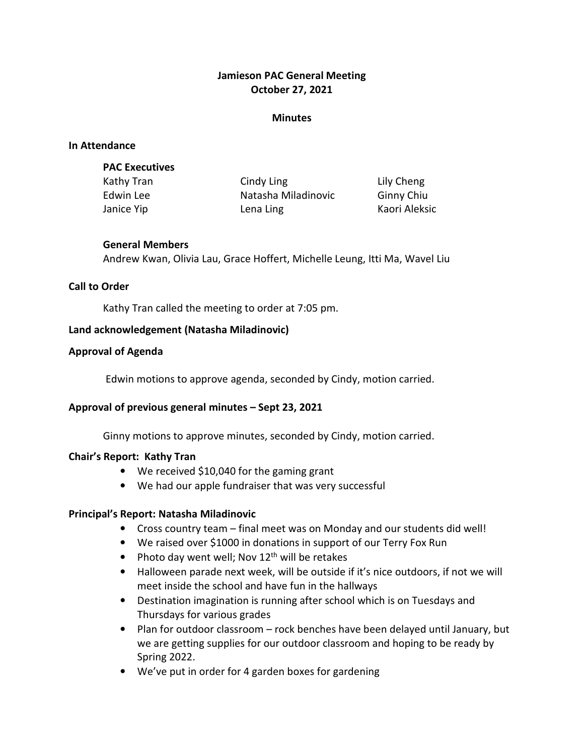# Jamieson PAC General Meeting
## October 27, 2021

### Minutes

**In Attendance**

**PAC Executives**

| | | |
|---|---|---|
| Kathy Tran | Cindy Ling | Lily Cheng |
| Edwin Lee | Natasha Miladinovic | Ginny Chiu |
| Janice Yip | Lena Ling | Kaori Aleksic |

**General Members**

Andrew Kwan, Olivia Lau, Grace Hoffert, Michelle Leung, Itti Ma, Wavel Liu

**Call to Order**

Kathy Tran called the meeting to order at 7:05 pm.

**Land acknowledgement (Natasha Miladinovic)**

**Approval of Agenda**

Edwin motions to approve agenda, seconded by Cindy, motion carried.

**Approval of previous general minutes – Sept 23, 2021**

Ginny motions to approve minutes, seconded by Cindy, motion carried.

**Chair's Report: Kathy Tran**

- We received $10,040 for the gaming grant
- We had our apple fundraiser that was very successful

**Principal's Report: Natasha Miladinovic**

- Cross country team – final meet was on Monday and our students did well!
- We raised over $1000 in donations in support of our Terry Fox Run
- Photo day went well; Nov 12th will be retakes
- Halloween parade next week, will be outside if it's nice outdoors, if not we will meet inside the school and have fun in the hallways
- Destination imagination is running after school which is on Tuesdays and Thursdays for various grades
- Plan for outdoor classroom – rock benches have been delayed until January, but we are getting supplies for our outdoor classroom and hoping to be ready by Spring 2022.
- We've put in order for 4 garden boxes for gardening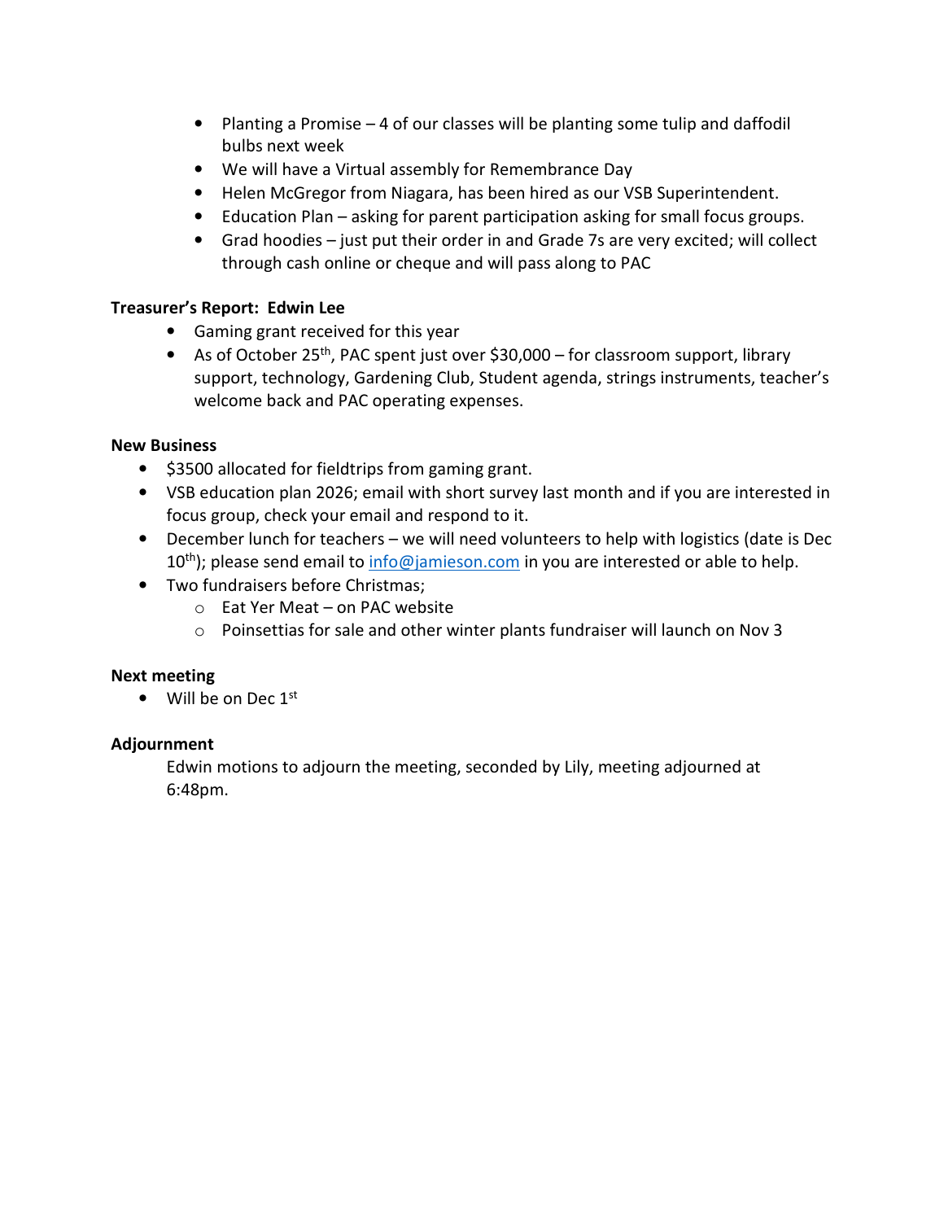- Planting a Promise – 4 of our classes will be planting some tulip and daffodil bulbs next week
- We will have a Virtual assembly for Remembrance Day
- Helen McGregor from Niagara, has been hired as our VSB Superintendent.
- Education Plan – asking for parent participation asking for small focus groups.
- Grad hoodies – just put their order in and Grade 7s are very excited; will collect through cash online or cheque and will pass along to PAC

**Treasurer's Report: Edwin Lee**

- Gaming grant received for this year
- As of October 25th, PAC spent just over $30,000 – for classroom support, library support, technology, Gardening Club, Student agenda, strings instruments, teacher's welcome back and PAC operating expenses.

**New Business**

- $3500 allocated for fieldtrips from gaming grant.
- VSB education plan 2026; email with short survey last month and if you are interested in focus group, check your email and respond to it.
- December lunch for teachers – we will need volunteers to help with logistics (date is Dec 10th); please send email to [info@jamieson.com](mailto:info@jamieson.com) in you are interested or able to help.
- Two fundraisers before Christmas;
  - Eat Yer Meat – on PAC website
  - Poinsettias for sale and other winter plants fundraiser will launch on Nov 3

**Next meeting**

- Will be on Dec 1st

**Adjournment**

Edwin motions to adjourn the meeting, seconded by Lily, meeting adjourned at 6:48pm.